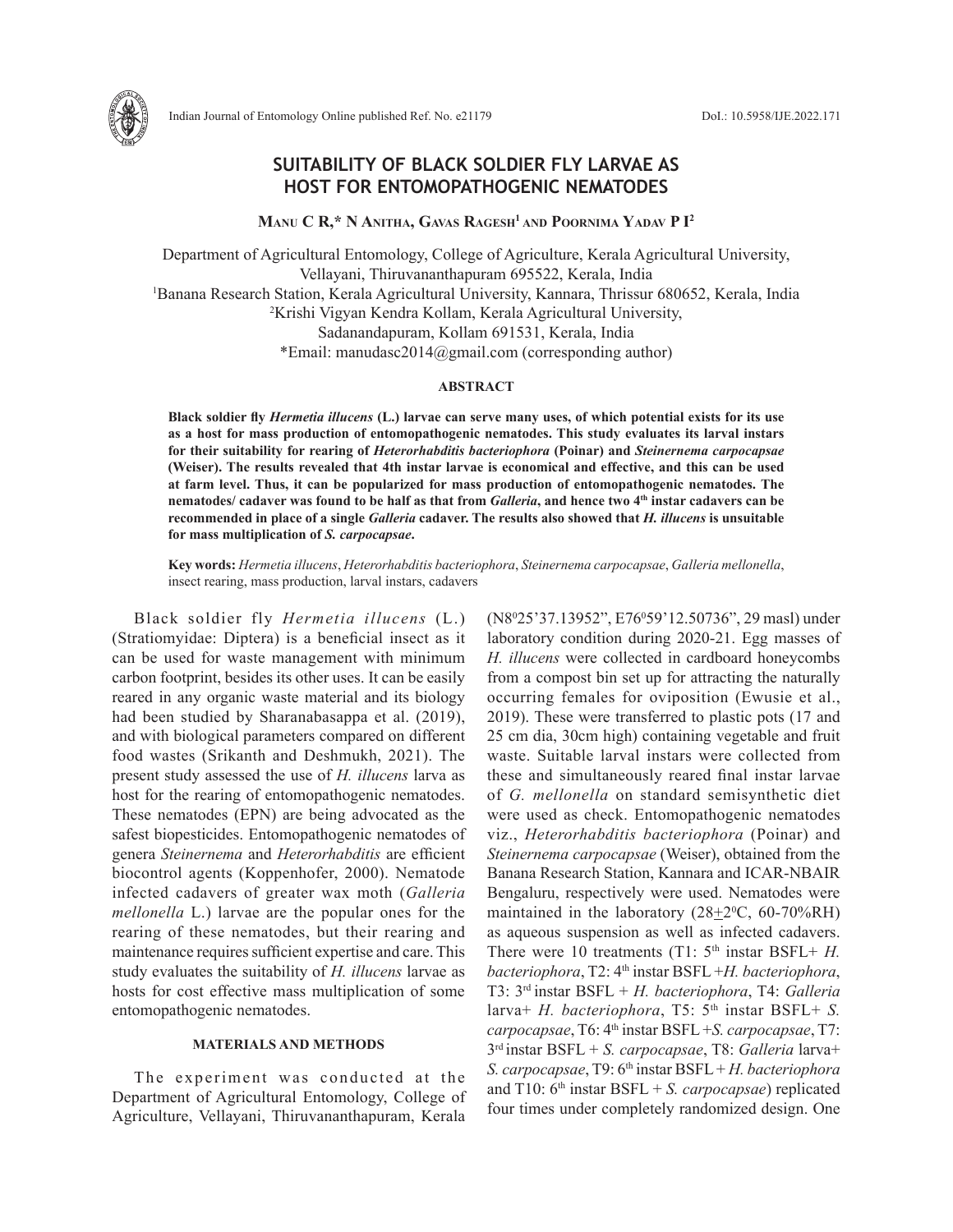# SUITABILITY OF BLACK SOLDIER FLY LARVAE AS HOST FOR ENTOMOPATHOGENIC NEMATODES

**Manu C R,* N Anitha, Gavas Ragesh[1] and Poornima Yadav P I[2]**

Department of Agricultural Entomology, College of Agriculture, Kerala Agricultural University, Vellayani, Thiruvananthapuram 695522, Kerala, India
[1]Banana Research Station, Kerala Agricultural University, Kannara, Thrissur 680652, Kerala, India
[2]Krishi Vigyan Kendra Kollam, Kerala Agricultural University, Sadanandapuram, Kollam 691531, Kerala, India
*Email: manudasc2014@gmail.com (corresponding author)

## ABSTRACT

**Black soldier fly *Hermetia illucens* (L.) larvae can serve many uses, of which potential exists for its use as a host for mass production of entomopathogenic nematodes. This study evaluates its larval instars for their suitability for rearing of *Heterorhabditis bacteriophora* (Poinar) and *Steinernema carpocapsae* (Weiser). The results revealed that 4th instar larvae is economical and effective, and this can be used at farm level. Thus, it can be popularized for mass production of entomopathogenic nematodes. The nematodes/ cadaver was found to be half as that from *Galleria*, and hence two 4th instar cadavers can be recommended in place of a single *Galleria* cadaver. The results also showed that *H. illucens* is unsuitable for mass multiplication of *S. carpocapsae*.**

**Key words:** *Hermetia illucens*, *Heterorhabditis bacteriophora*, *Steinernema carpocapsae*, *Galleria mellonella*, insect rearing, mass production, larval instars, cadavers

Black soldier fly *Hermetia illucens* (L.) (Stratiomyidae: Diptera) is a beneficial insect as it can be used for waste management with minimum carbon footprint, besides its other uses. It can be easily reared in any organic waste material and its biology had been studied by Sharanabasappa et al. (2019), and with biological parameters compared on different food wastes (Srikanth and Deshmukh, 2021). The present study assessed the use of *H. illucens* larva as host for the rearing of entomopathogenic nematodes. These nematodes (EPN) are being advocated as the safest biopesticides. Entomopathogenic nematodes of genera *Steinernema* and *Heterorhabditis* are efficient biocontrol agents (Koppenhofer, 2000). Nematode infected cadavers of greater wax moth (*Galleria mellonella* L.) larvae are the popular ones for the rearing of these nematodes, but their rearing and maintenance requires sufficient expertise and care. This study evaluates the suitability of *H. illucens* larvae as hosts for cost effective mass multiplication of some entomopathogenic nematodes.

## MATERIALS AND METHODS

The experiment was conducted at the Department of Agricultural Entomology, College of Agriculture, Vellayani, Thiruvananthapuram, Kerala ($N8^{0}25'37.13952''$, $E76^{0}59'12.50736''$, 29 masl) under laboratory condition during 2020-21. Egg masses of *H. illucens* were collected in cardboard honeycombs from a compost bin set up for attracting the naturally occurring females for oviposition (Ewusie et al., 2019). These were transferred to plastic pots (17 and 25 cm dia, 30cm high) containing vegetable and fruit waste. Suitable larval instars were collected from these and simultaneously reared final instar larvae of *G. mellonella* on standard semisynthetic diet were used as check. Entomopathogenic nematodes viz., *Heterorhabditis bacteriophora* (Poinar) and *Steinernema carpocapsae* (Weiser), obtained from the Banana Research Station, Kannara and ICAR-NBAIR Bengaluru, respectively were used. Nematodes were maintained in the laboratory ($28\pm2^{0}C$, 60-70%RH) as aqueous suspension as well as infected cadavers. There were 10 treatments (T1: 5th instar BSFL+ *H. bacteriophora*, T2: 4th instar BSFL +*H. bacteriophora*, T3: 3rd instar BSFL + *H. bacteriophora*, T4: *Galleria* larva+ *H. bacteriophora*, T5: 5th instar BSFL+ *S. carpocapsae*, T6: 4th instar BSFL +*S. carpocapsae*, T7: 3rd instar BSFL + *S. carpocapsae*, T8: *Galleria* larva+ *S. carpocapsae*, T9: 6th instar BSFL + *H. bacteriophora* and T10: 6th instar BSFL + *S. carpocapsae*) replicated four times under completely randomized design. One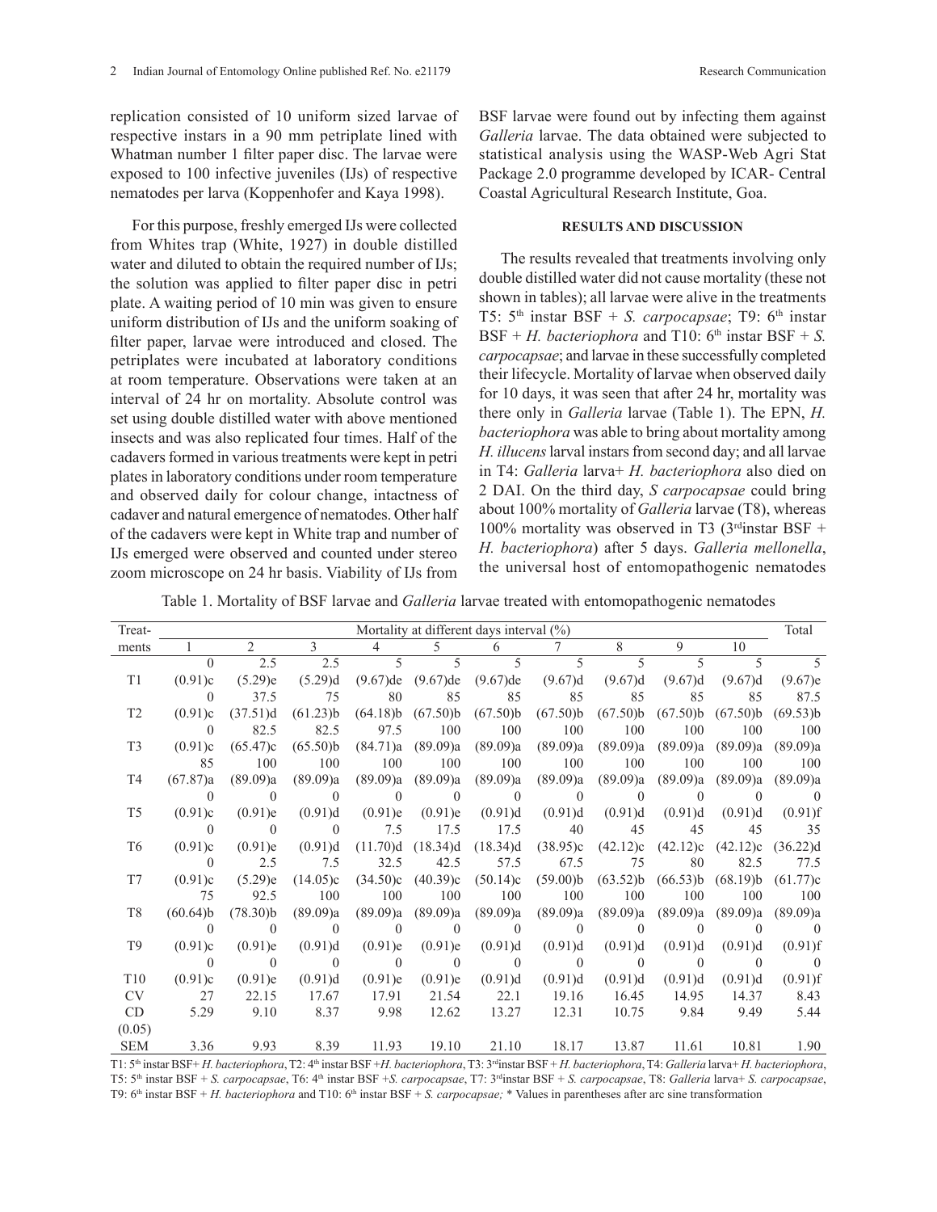replication consisted of 10 uniform sized larvae of respective instars in a 90 mm petriplate lined with Whatman number 1 filter paper disc. The larvae were exposed to 100 infective juveniles (IJs) of respective nematodes per larva (Koppenhofer and Kaya 1998).

For this purpose, freshly emerged IJs were collected from Whites trap (White, 1927) in double distilled water and diluted to obtain the required number of IJs; the solution was applied to filter paper disc in petri plate. A waiting period of 10 min was given to ensure uniform distribution of IJs and the uniform soaking of filter paper, larvae were introduced and closed. The petriplates were incubated at laboratory conditions at room temperature. Observations were taken at an interval of 24 hr on mortality. Absolute control was set using double distilled water with above mentioned insects and was also replicated four times. Half of the cadavers formed in various treatments were kept in petri plates in laboratory conditions under room temperature and observed daily for colour change, intactness of cadaver and natural emergence of nematodes. Other half of the cadavers were kept in White trap and number of IJs emerged were observed and counted under stereo zoom microscope on 24 hr basis. Viability of IJs from BSF larvae were found out by infecting them against *Galleria* larvae. The data obtained were subjected to statistical analysis using the WASP-Web Agri Stat Package 2.0 programme developed by ICAR- Central Coastal Agricultural Research Institute, Goa.

## RESULTS AND DISCUSSION

The results revealed that treatments involving only double distilled water did not cause mortality (these not shown in tables); all larvae were alive in the treatments T5: 5th instar BSF + *S. carpocapsae*; T9: 6th instar BSF + *H. bacteriophora* and T10: 6th instar BSF + *S. carpocapsae*; and larvae in these successfully completed their lifecycle. Mortality of larvae when observed daily for 10 days, it was seen that after 24 hr, mortality was there only in *Galleria* larvae (Table 1). The EPN, *H. bacteriophora* was able to bring about mortality among *H. illucens* larval instars from second day; and all larvae in T4: *Galleria* larva+ *H. bacteriophora* also died on 2 DAI. On the third day, *S carpocapsae* could bring about 100% mortality of *Galleria* larvae (T8), whereas 100% mortality was observed in T3 (3rdinstar BSF + *H. bacteriophora*) after 5 days. *Galleria mellonella*, the universal host of entomopathogenic nematodes

Table 1. Mortality of BSF larvae and *Galleria* larvae treated with entomopathogenic nematodes

| Treat-ments | Mortality at different days interval (%) | | | | | | | | | | Total |
|---|---|---|---|---|---|---|---|---|---|---|---|
| | 1 | 2 | 3 | 4 | 5 | 6 | 7 | 8 | 9 | 10 | |
| T1 | 0 (0.91)c | 2.5 (5.29)e | 2.5 (5.29)d | 5 (9.67)de | 5 (9.67)de | 5 (9.67)de | 5 (9.67)d | 5 (9.67)d | 5 (9.67)d | 5 (9.67)d | 5 (9.67)e |
| T2 | 0 (0.91)c | 37.5 (37.51)d | 75 (61.23)b | 80 (64.18)b | 85 (67.50)b | 85 (67.50)b | 85 (67.50)b | 85 (67.50)b | 85 (67.50)b | 85 (67.50)b | 87.5 (69.53)b |
| T3 | 0 (0.91)c | 82.5 (65.47)c | 82.5 (65.50)b | 97.5 (84.71)a | 100 (89.09)a | 100 (89.09)a | 100 (89.09)a | 100 (89.09)a | 100 (89.09)a | 100 (89.09)a | 100 (89.09)a |
| T4 | 85 (67.87)a | 100 (89.09)a | 100 (89.09)a | 100 (89.09)a | 100 (89.09)a | 100 (89.09)a | 100 (89.09)a | 100 (89.09)a | 100 (89.09)a | 100 (89.09)a | 100 (89.09)a |
| T5 | 0 (0.91)c | 0 (0.91)e | 0 (0.91)d | 0 (0.91)e | 0 (0.91)e | 0 (0.91)d | 0 (0.91)d | 0 (0.91)d | 0 (0.91)d | 0 (0.91)d | 0 (0.91)f |
| T6 | 0 (0.91)c | 0 (0.91)e | 0 (0.91)d | 7.5 (11.70)d | 17.5 (18.34)d | 17.5 (18.34)d | 40 (38.95)c | 45 (42.12)c | 45 (42.12)c | 45 (42.12)c | 35 (36.22)d |
| T7 | 0 (0.91)c | 2.5 (5.29)e | 7.5 (14.05)c | 32.5 (34.50)c | 42.5 (40.39)c | 57.5 (50.14)c | 75 (59.00)b | 80 (63.52)b | 82.5 (66.53)b | 77.5 (68.19)b | (61.77)c |
| T8 | 75 (60.64)b | 92.5 (78.30)b | 100 (89.09)a | 100 (89.09)a | 100 (89.09)a | 100 (89.09)a | 100 (89.09)a | 100 (89.09)a | 100 (89.09)a | 100 (89.09)a | 100 (89.09)a |
| T9 | 0 (0.91)c | 0 (0.91)e | 0 (0.91)d | 0 (0.91)e | 0 (0.91)e | 0 (0.91)d | 0 (0.91)d | 0 (0.91)d | 0 (0.91)d | 0 (0.91)d | 0 (0.91)f |
| T10 | 0 (0.91)c | 0 (0.91)e | 0 (0.91)d | 0 (0.91)e | 0 (0.91)e | 0 (0.91)d | 0 (0.91)d | 0 (0.91)d | 0 (0.91)d | 0 (0.91)d | 0 (0.91)f |
| CV | 27 | 22.15 | 17.67 | 17.91 | 21.54 | 22.1 | 19.16 | 16.45 | 14.95 | 14.37 | 8.43 |
| CD (0.05) | 5.29 | 9.10 | 8.37 | 9.98 | 12.62 | 13.27 | 12.31 | 10.75 | 9.84 | 9.49 | 5.44 |
| SEM | 3.36 | 9.93 | 8.39 | 11.93 | 19.10 | 21.10 | 18.17 | 13.87 | 11.61 | 10.81 | 1.90 |

T1: 5th instar BSF+ *H. bacteriophora*, T2: 4th instar BSF +*H. bacteriophora*, T3: 3rdinstar BSF + *H. bacteriophora*, T4: *Galleria* larva+ *H. bacteriophora*, T5: 5th instar BSF + *S. carpocapsae*, T6: 4th instar BSF +*S. carpocapsae*, T7: 3rdinstar BSF + *S. carpocapsae*, T8: *Galleria* larva+ *S. carpocapsae*, T9: 6th instar BSF + *H. bacteriophora* and T10: 6th instar BSF + *S. carpocapsae;* * Values in parentheses after arc sine transformation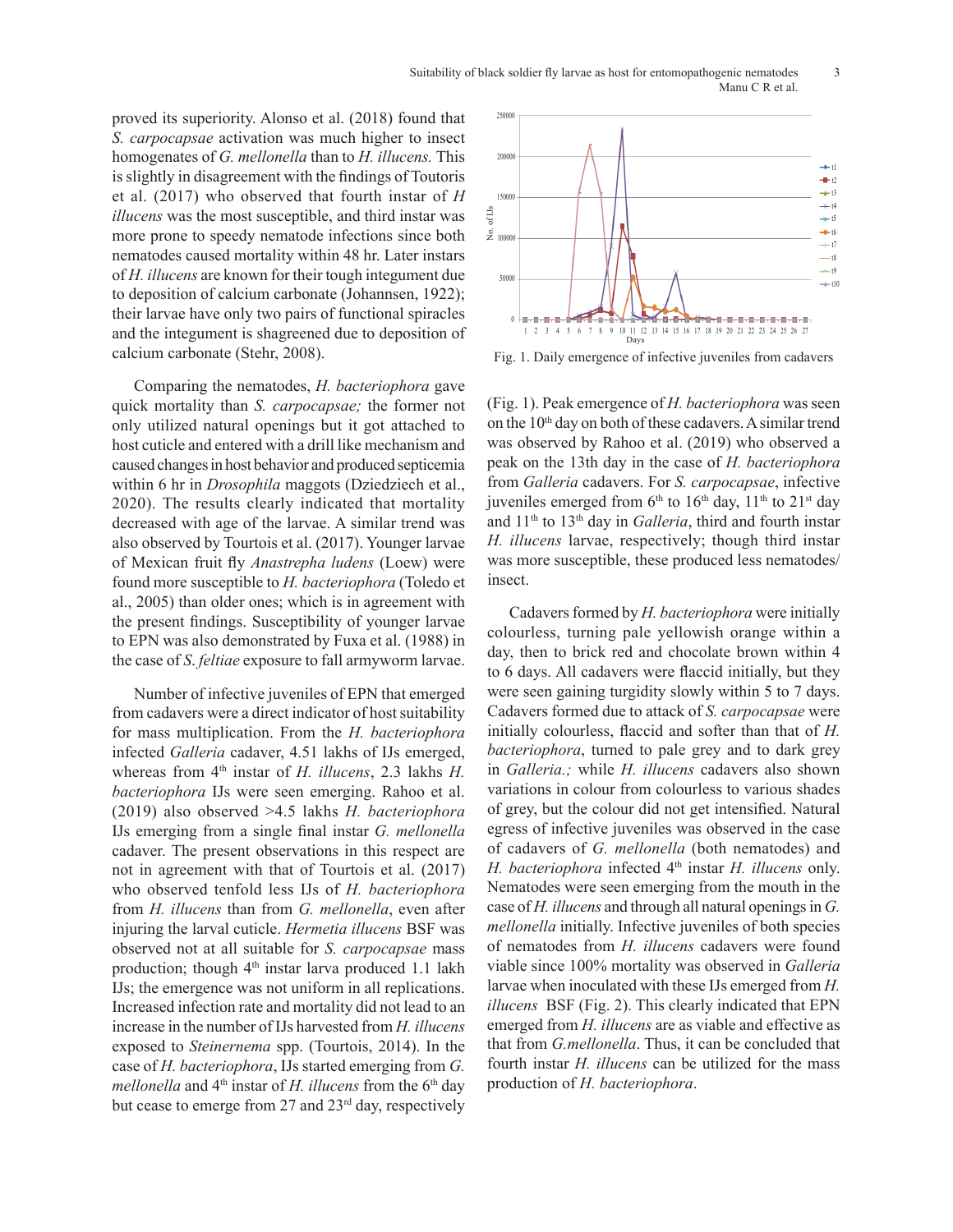proved its superiority. Alonso et al. (2018) found that *S. carpocapsae* activation was much higher to insect homogenates of *G. mellonella* than to *H. illucens.* This is slightly in disagreement with the findings of Toutoris et al. (2017) who observed that fourth instar of *H illucens* was the most susceptible, and third instar was more prone to speedy nematode infections since both nematodes caused mortality within 48 hr. Later instars of *H. illucens* are known for their tough integument due to deposition of calcium carbonate (Johannsen, 1922); their larvae have only two pairs of functional spiracles and the integument is shagreened due to deposition of calcium carbonate (Stehr, 2008).

Comparing the nematodes, *H. bacteriophora* gave quick mortality than *S. carpocapsae;* the former not only utilized natural openings but it got attached to host cuticle and entered with a drill like mechanism and caused changes in host behavior and produced septicemia within 6 hr in *Drosophila* maggots (Dziedziech et al., 2020). The results clearly indicated that mortality decreased with age of the larvae. A similar trend was also observed by Tourtois et al. (2017). Younger larvae of Mexican fruit fly *Anastrepha ludens* (Loew) were found more susceptible to *H. bacteriophora* (Toledo et al., 2005) than older ones; which is in agreement with the present findings. Susceptibility of younger larvae to EPN was also demonstrated by Fuxa et al. (1988) in the case of *S. feltiae* exposure to fall armyworm larvae.

Number of infective juveniles of EPN that emerged from cadavers were a direct indicator of host suitability for mass multiplication. From the *H. bacteriophora* infected *Galleria* cadaver, 4.51 lakhs of IJs emerged, whereas from 4th instar of *H. illucens*, 2.3 lakhs *H. bacteriophora* IJs were seen emerging. Rahoo et al. (2019) also observed >4.5 lakhs *H. bacteriophora* IJs emerging from a single final instar *G. mellonella* cadaver. The present observations in this respect are not in agreement with that of Tourtois et al. (2017) who observed tenfold less IJs of *H. bacteriophora* from *H. illucens* than from *G. mellonella*, even after injuring the larval cuticle. *Hermetia illucens* BSF was observed not at all suitable for *S. carpocapsae* mass production; though 4th instar larva produced 1.1 lakh IJs; the emergence was not uniform in all replications. Increased infection rate and mortality did not lead to an increase in the number of IJs harvested from *H. illucens* exposed to *Steinernema* spp. (Tourtois, 2014). In the case of *H. bacteriophora*, IJs started emerging from *G. mellonella* and 4th instar of *H. illucens* from the 6th day but cease to emerge from 27 and 23rd day, respectively

250000
200000
150000
100000
50000
0
No. of IJs
1 2 3 4 5 6 7 8 9 10 11 12 13 14 15 16 17 18 19 20 21 22 23 24 25 26 27
Days
t1
t2
t3
t4
t5
t6
t7
t8
t9
t10

Fig. 1. Daily emergence of infective juveniles from cadavers

(Fig. 1). Peak emergence of *H. bacteriophora* was seen on the 10th day on both of these cadavers. A similar trend was observed by Rahoo et al. (2019) who observed a peak on the 13th day in the case of *H. bacteriophora* from *Galleria* cadavers. For *S. carpocapsae*, infective juveniles emerged from 6th to 16th day, 11th to 21st day and 11th to 13th day in *Galleria*, third and fourth instar *H. illucens* larvae, respectively; though third instar was more susceptible, these produced less nematodes/insect.

Cadavers formed by *H. bacteriophora* were initially colourless, turning pale yellowish orange within a day, then to brick red and chocolate brown within 4 to 6 days. All cadavers were flaccid initially, but they were seen gaining turgidity slowly within 5 to 7 days. Cadavers formed due to attack of *S. carpocapsae* were initially colourless, flaccid and softer than that of *H. bacteriophora*, turned to pale grey and to dark grey in *Galleria.;* while *H. illucens* cadavers also shown variations in colour from colourless to various shades of grey, but the colour did not get intensified. Natural egress of infective juveniles was observed in the case of cadavers of *G. mellonella* (both nematodes) and *H. bacteriophora* infected 4th instar *H. illucens* only. Nematodes were seen emerging from the mouth in the case of *H. illucens* and through all natural openings in *G. mellonella* initially. Infective juveniles of both species of nematodes from *H. illucens* cadavers were found viable since 100% mortality was observed in *Galleria* larvae when inoculated with these IJs emerged from *H. illucens* BSF (Fig. 2). This clearly indicated that EPN emerged from *H. illucens* are as viable and effective as that from *G.mellonella*. Thus, it can be concluded that fourth instar *H. illucens* can be utilized for the mass production of *H. bacteriophora*.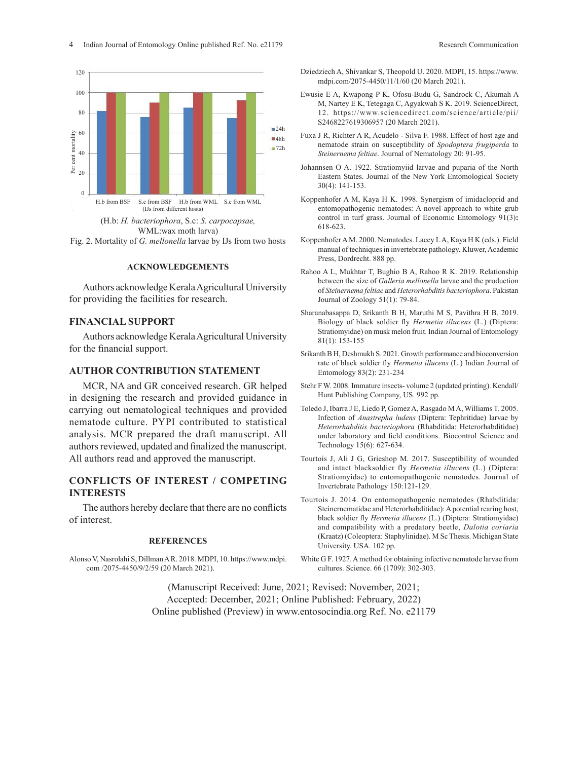120
100
80
60
40
20
0

Per cent mortality

24h
48h
72h

H.b from BSF S.c from BSF H.b from WML S.c from WML

(IJs from different hosts)

(H.b: *H. bacteriophora*, S.c: *S. carpocapsae*, WML:wax moth larva)

Fig. 2. Mortality of *G. mellonella* larvae by IJs from two hosts

#### ACKNOWLEDGEMENTS

Authors acknowledge Kerala Agricultural University for providing the facilities for research.

## FINANCIAL SUPPORT

Authors acknowledge Kerala Agricultural University for the financial support.

## AUTHOR CONTRIBUTION STATEMENT

MCR, NA and GR conceived research. GR helped in designing the research and provided guidance in carrying out nematological techniques and provided nematode culture. PYPI contributed to statistical analysis. MCR prepared the draft manuscript. All authors reviewed, updated and finalized the manuscript. All authors read and approved the manuscript.

## CONFLICTS OF INTEREST / COMPETING INTERESTS

The authors hereby declare that there are no conflicts of interest.

#### REFERENCES

Alonso V, Nasrolahi S, Dillman A R. 2018. MDPI, 10. https://www.mdpi.com /2075-4450/9/2/59 (20 March 2021).

Dziedziech A, Shivankar S, Theopold U. 2020. MDPI, 15. https://www.mdpi.com/2075-4450/11/1/60 (20 March 2021).

Ewusie E A, Kwapong P K, Ofosu-Budu G, Sandrock C, Akumah A M, Nartey E K, Tetegaga C, Agyakwah S K. 2019. ScienceDirect, 12. https://www.sciencedirect.com/science/article/pii/S2468227619306957 (20 March 2021).

Fuxa J R, Richter A R, Acudelo - Silva F. 1988. Effect of host age and nematode strain on susceptibility of *Spodoptera frugiperda* to *Steinernema feltiae*. Journal of Nematology 20: 91-95.

Johannsen O A. 1922. Stratiomyiid larvae and puparia of the North Eastern States. Journal of the New York Entomological Society 30(4): 141-153.

Koppenhofer A M, Kaya H K. 1998. Synergism of imidacloprid and entomopathogenic nematodes: A novel approach to white grub control in turf grass. Journal of Economic Entomology 91(3): 618-623.

Koppenhofer A M. 2000. Nematodes. Lacey L A, Kaya H K (eds.). Field manual of techniques in invertebrate pathology. Kluwer, Academic Press, Dordrecht. 888 pp.

Rahoo A L, Mukhtar T, Bughio B A, Rahoo R K. 2019. Relationship between the size of *Galleria mellonella* larvae and the production of *Steinernema feltiae* and *Heterorhabditis bacteriophora*. Pakistan Journal of Zoology 51(1): 79-84.

Sharanabasappa D, Srikanth B H, Maruthi M S, Pavithra H B. 2019. Biology of black soldier fly *Hermetia illucens* (L.) (Diptera: Stratiomyidae) on musk melon fruit. Indian Journal of Entomology 81(1): 153-155

Srikanth B H, Deshmukh S. 2021. Growth performance and bioconversion rate of black soldier fly *Hermetia illucens* (L.) Indian Journal of Entomology 83(2): 231-234

Stehr F W. 2008. Immature insects- volume 2 (updated printing). Kendall/Hunt Publishing Company, US. 992 pp.

Toledo J, Ibarra J E, Liedo P, Gomez A, Rasgado M A, Williams T. 2005. Infection of *Anastrepha ludens* (Diptera: Tephritidae) larvae by *Heterorhabditis bacteriophora* (Rhabditida: Heterorhabditidae) under laboratory and field conditions. Biocontrol Science and Technology 15(6): 627-634.

Tourtois J, Ali J G, Grieshop M. 2017. Susceptibility of wounded and intact blacksoldier fly *Hermetia illucens* (L.) (Diptera: Stratiomyidae) to entomopathogenic nematodes. Journal of Invertebrate Pathology 150:121-129.

Tourtois J. 2014. On entomopathogenic nematodes (Rhabditida: Steinernematidae and Heterorhabditidae): A potential rearing host, black soldier fly *Hermetia illucens* (L.) (Diptera: Stratiomyidae) and compatibility with a predatory beetle, *Dalotia coriaria* (Kraatz) (Coleoptera: Staphylinidae). M Sc Thesis. Michigan State University. USA. 102 pp.

White G F. 1927. A method for obtaining infective nematode larvae from cultures. Science. 66 (1709): 302-303.

(Manuscript Received: June, 2021; Revised: November, 2021; Accepted: December, 2021; Online Published: February, 2022)
Online published (Preview) in www.entosocindia.org Ref. No. e21179